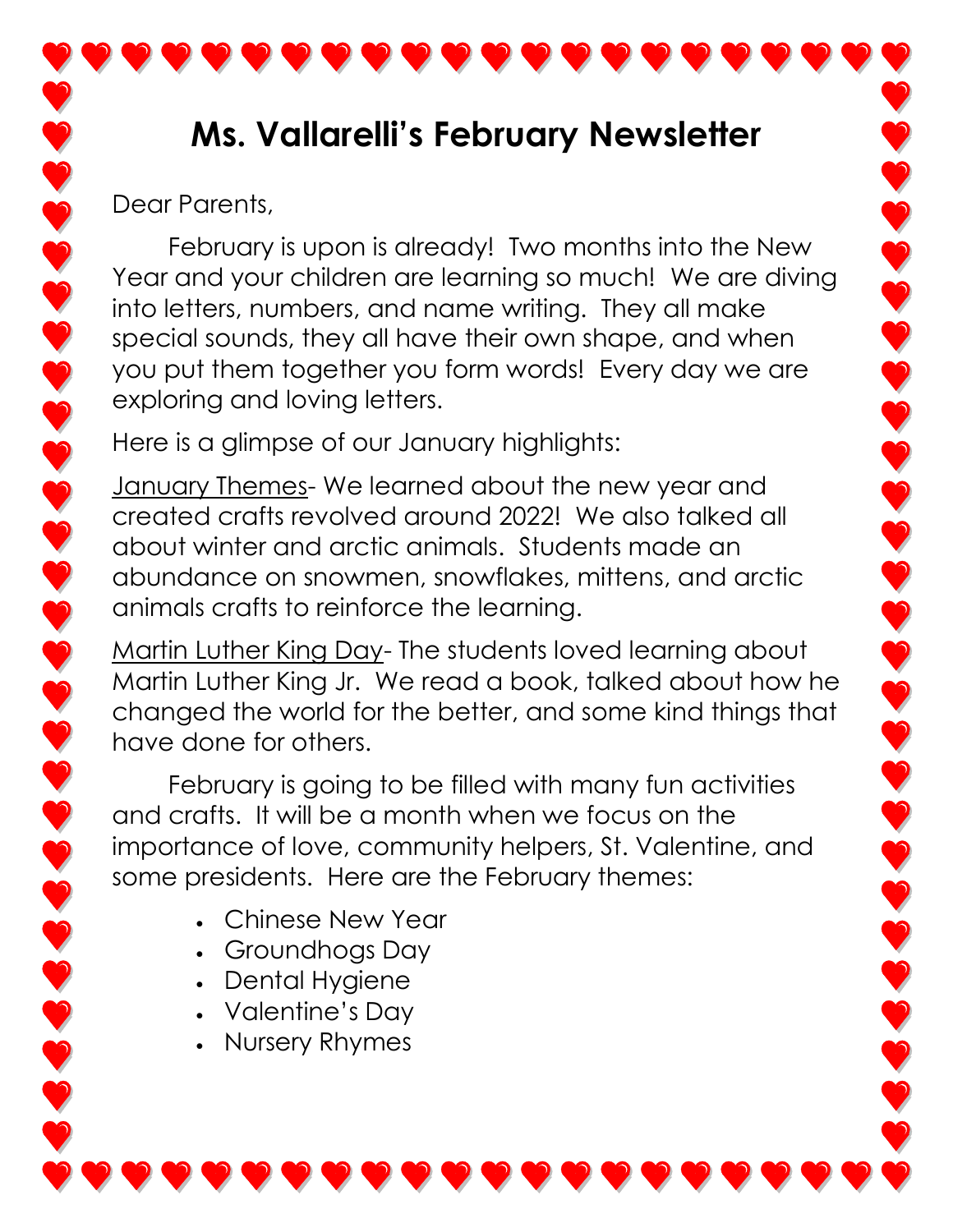# Ms. Vallarelli's February Newsletter

Dear Parents,

February is upon is already! Two months into the New Year and your children are learning so much! We are diving into letters, numbers, and name writing. They all make special sounds, they all have their own shape, and when you put them together you form words! Every day we are exploring and loving letters.

Here is a glimpse of our January highlights:

<u>January Themes</u>- We learned about the new year and created crafts revolved around 2022! We also talked all about winter and arctic animals. Students made an abundance on snowmen, snowflakes, mittens, and arctic animals crafts to reinforce the learning.

<u>Martin Luther King Day</u>- The students loved learning about Martin Luther King Jr. We read a book, talked about how he changed the world for the better, and some kind things that have done for others.

February is going to be filled with many fun activities and crafts. It will be a month when we focus on the importance of love, community helpers, St. Valentine, and some presidents. Here are the February themes:

- Chinese New Year
- Groundhogs Day
- Dental Hygiene
- Valentine's Day
- Nursery Rhymes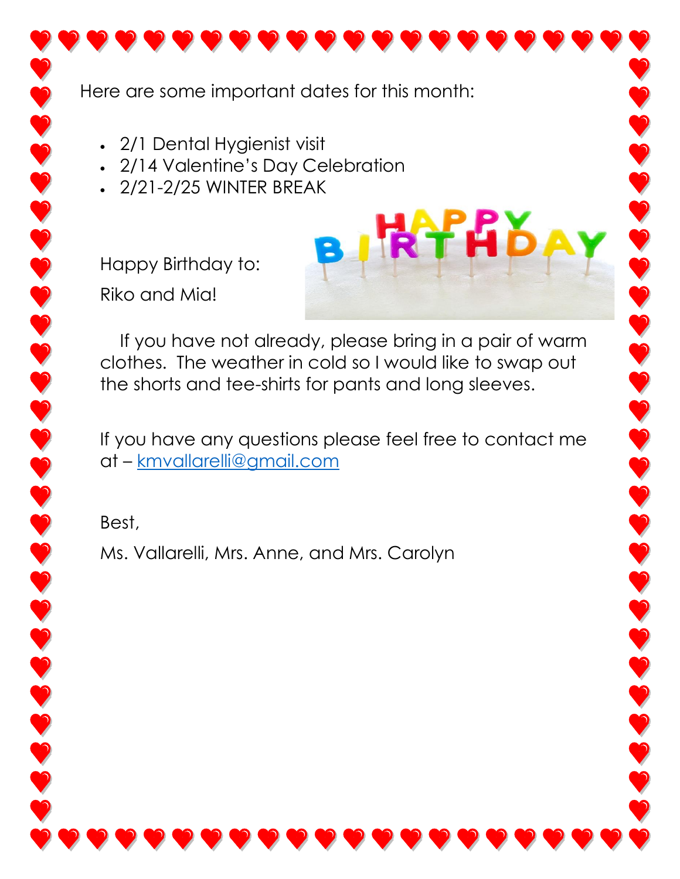Here are some important dates for this month:

- 2/1 Dental Hygienist visit
- 2/14 Valentine's Day Celebration
- 2/21-2/25 WINTER BREAK

Happy Birthday to:

Riko and Mia!

If you have not already, please bring in a pair of warm clothes. The weather in cold so I would like to swap out the shorts and tee-shirts for pants and long sleeves.

If you have any questions please feel free to contact me at – kmvallarelli@gmail.com

Best,

Ms. Vallarelli, Mrs. Anne, and Mrs. Carolyn